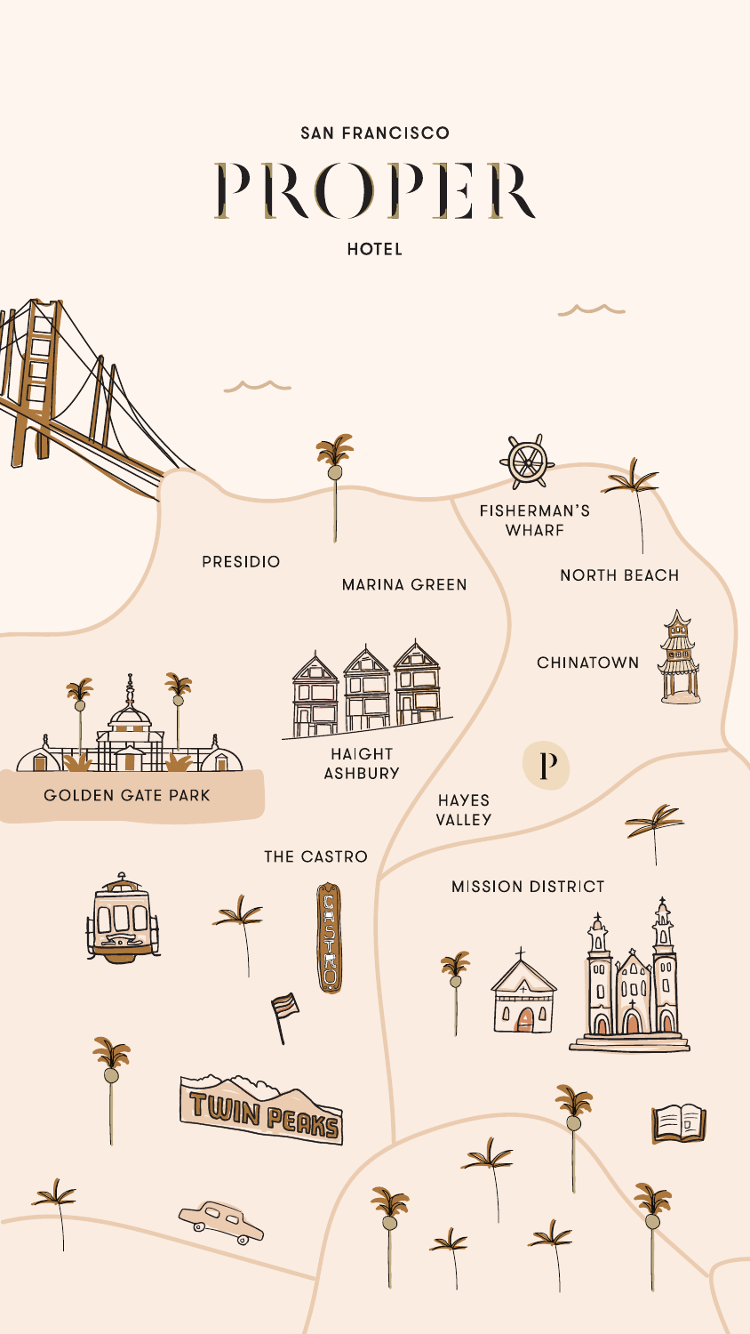SAN FRANCISCO

# PROPER

HOTEL

PRESIDIO

MARINA GREEN

FISHERMAN'S WHARF

NORTH BEACH

CHINATOWN

GOLDEN GATE PARK

HAIGHT ASHBURY

P

HAYES VALLEY

THE CASTRO

MISSION DISTRICT

CASTRO

TWIN PEAKS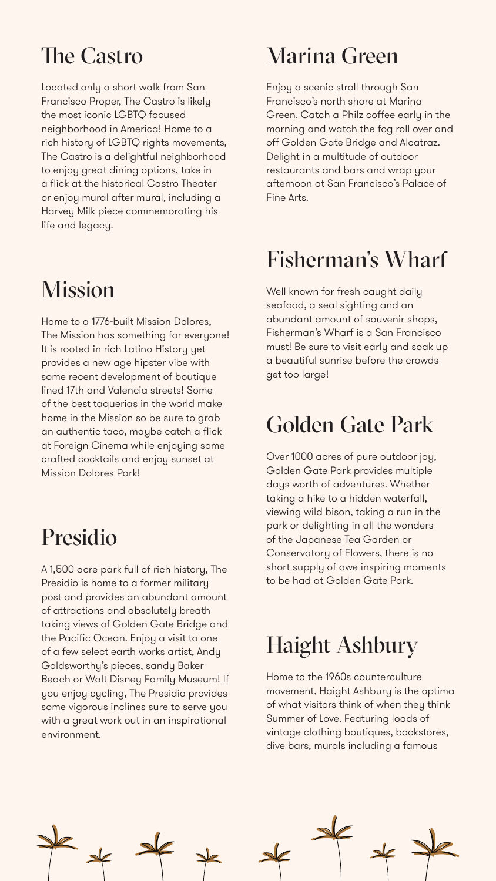## The Castro

Located only a short walk from San Francisco Proper, The Castro is likely the most iconic LGBTQ focused neighborhood in America! Home to a rich history of LGBTQ rights movements, The Castro is a delightful neighborhood to enjoy great dining options, take in a flick at the historical Castro Theater or enjoy mural after mural, including a Harvey Milk piece commemorating his life and legacy.

## Mission

Home to a 1776-built Mission Dolores, The Mission has something for everyone! It is rooted in rich Latino History yet provides a new age hipster vibe with some recent development of boutique lined 17th and Valencia streets! Some of the best taquerias in the world make home in the Mission so be sure to grab an authentic taco, maybe catch a flick at Foreign Cinema while enjoying some crafted cocktails and enjoy sunset at Mission Dolores Park!

## Presidio

A 1,500 acre park full of rich history, The Presidio is home to a former military post and provides an abundant amount of attractions and absolutely breath taking views of Golden Gate Bridge and the Pacific Ocean. Enjoy a visit to one of a few select earth works artist, Andy Goldsworthy's pieces, sandy Baker Beach or Walt Disney Family Museum! If you enjoy cycling, The Presidio provides some vigorous inclines sure to serve you with a great work out in an inspirational environment.

## Marina Green

Enjoy a scenic stroll through San Francisco's north shore at Marina Green. Catch a Philz coffee early in the morning and watch the fog roll over and off Golden Gate Bridge and Alcatraz. Delight in a multitude of outdoor restaurants and bars and wrap your afternoon at San Francisco's Palace of Fine Arts.

## Fisherman's Wharf

Well known for fresh caught daily seafood, a seal sighting and an abundant amount of souvenir shops, Fisherman's Wharf is a San Francisco must! Be sure to visit early and soak up a beautiful sunrise before the crowds get too large!

## Golden Gate Park

Over 1000 acres of pure outdoor joy, Golden Gate Park provides multiple days worth of adventures. Whether taking a hike to a hidden waterfall, viewing wild bison, taking a run in the park or delighting in all the wonders of the Japanese Tea Garden or Conservatory of Flowers, there is no short supply of awe inspiring moments to be had at Golden Gate Park.

## Haight Ashbury

Home to the 1960s counterculture movement, Haight Ashbury is the optima of what visitors think of when they think Summer of Love. Featuring loads of vintage clothing boutiques, bookstores, dive bars, murals including a famous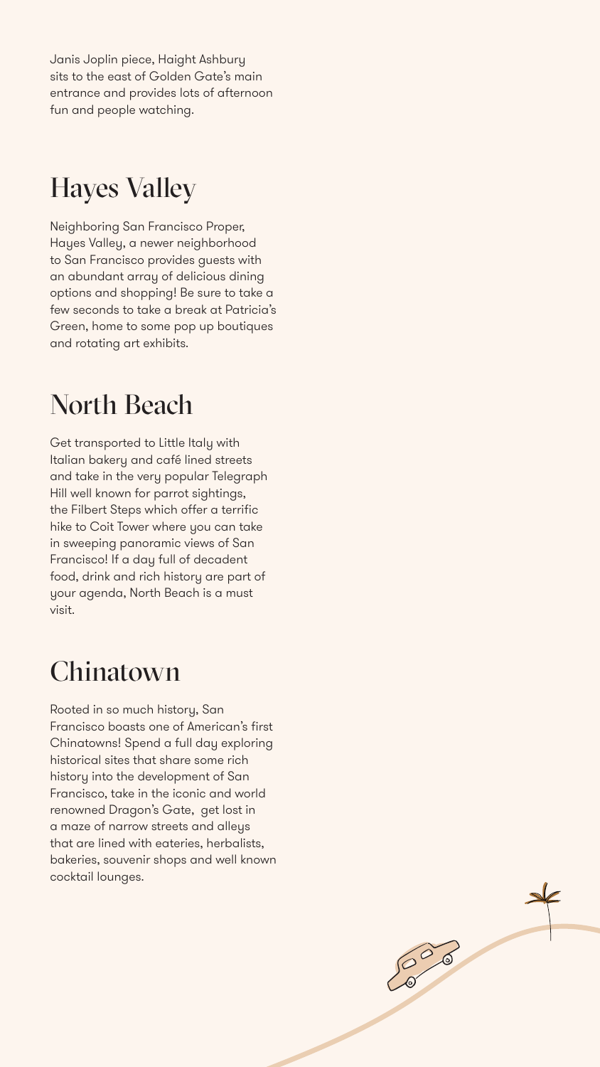Janis Joplin piece, Haight Ashbury sits to the east of Golden Gate's main entrance and provides lots of afternoon fun and people watching.

## Hayes Valley

Neighboring San Francisco Proper, Hayes Valley, a newer neighborhood to San Francisco provides guests with an abundant array of delicious dining options and shopping! Be sure to take a few seconds to take a break at Patricia's Green, home to some pop up boutiques and rotating art exhibits.

## North Beach

Get transported to Little Italy with Italian bakery and café lined streets and take in the very popular Telegraph Hill well known for parrot sightings, the Filbert Steps which offer a terrific hike to Coit Tower where you can take in sweeping panoramic views of San Francisco! If a day full of decadent food, drink and rich history are part of your agenda, North Beach is a must visit.

## Chinatown

Rooted in so much history, San Francisco boasts one of American's first Chinatowns! Spend a full day exploring historical sites that share some rich history into the development of San Francisco, take in the iconic and world renowned Dragon's Gate, get lost in a maze of narrow streets and alleys that are lined with eateries, herbalists, bakeries, souvenir shops and well known cocktail lounges.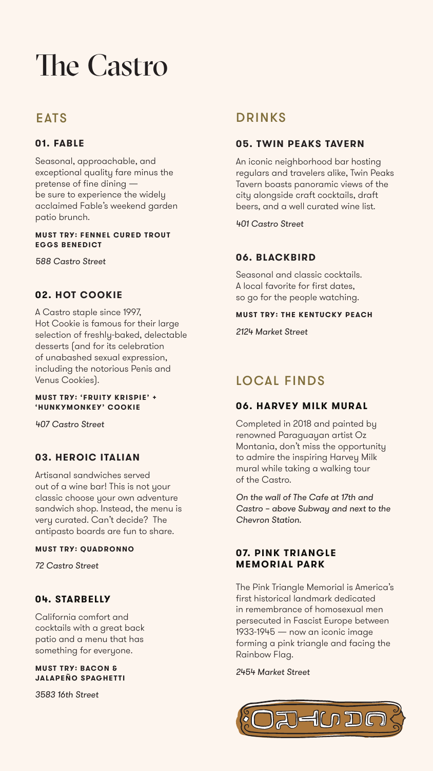# The Castro

## EATS

### 01. FABLE

Seasonal, approachable, and exceptional quality fare minus the pretense of fine dining — be sure to experience the widely acclaimed Fable's weekend garden patio brunch.

**MUST TRY: FENNEL CURED TROUT EGGS BENEDICT**

*588 Castro Street*

### 02. HOT COOKIE

A Castro staple since 1997, Hot Cookie is famous for their large selection of freshly-baked, delectable desserts (and for its celebration of unabashed sexual expression, including the notorious Penis and Venus Cookies).

**MUST TRY: 'FRUITY KRISPIE' + 'HUNKYMONKEY' COOKIE**

*407 Castro Street*

### 03. HEROIC ITALIAN

Artisanal sandwiches served out of a wine bar! This is not your classic choose your own adventure sandwich shop. Instead, the menu is very curated. Can't decide? The antipasto boards are fun to share.

**MUST TRY: QUADRONNO**

*72 Castro Street*

### 04. STARBELLY

California comfort and cocktails with a great back patio and a menu that has something for everyone.

**MUST TRY: BACON & JALAPEÑO SPAGHETTI**

*3583 16th Street*

## DRINKS

### 05. TWIN PEAKS TAVERN

An iconic neighborhood bar hosting regulars and travelers alike, Twin Peaks Tavern boasts panoramic views of the city alongside craft cocktails, draft beers, and a well curated wine list.

*401 Castro Street*

### 06. BLACKBIRD

Seasonal and classic cocktails. A local favorite for first dates, so go for the people watching.

**MUST TRY: THE KENTUCKY PEACH**

*2124 Market Street*

## LOCAL FINDS

### 06. HARVEY MILK MURAL

Completed in 2018 and painted by renowned Paraguayan artist Oz Montania, don't miss the opportunity to admire the inspiring Harvey Milk mural while taking a walking tour of the Castro.

*On the wall of The Cafe at 17th and Castro – above Subway and next to the Chevron Station.*

### 07. PINK TRIANGLE MEMORIAL PARK

The Pink Triangle Memorial is America's first historical landmark dedicated in remembrance of homosexual men persecuted in Fascist Europe between 1933-1945 — now an iconic image forming a pink triangle and facing the Rainbow Flag.

*2454 Market Street*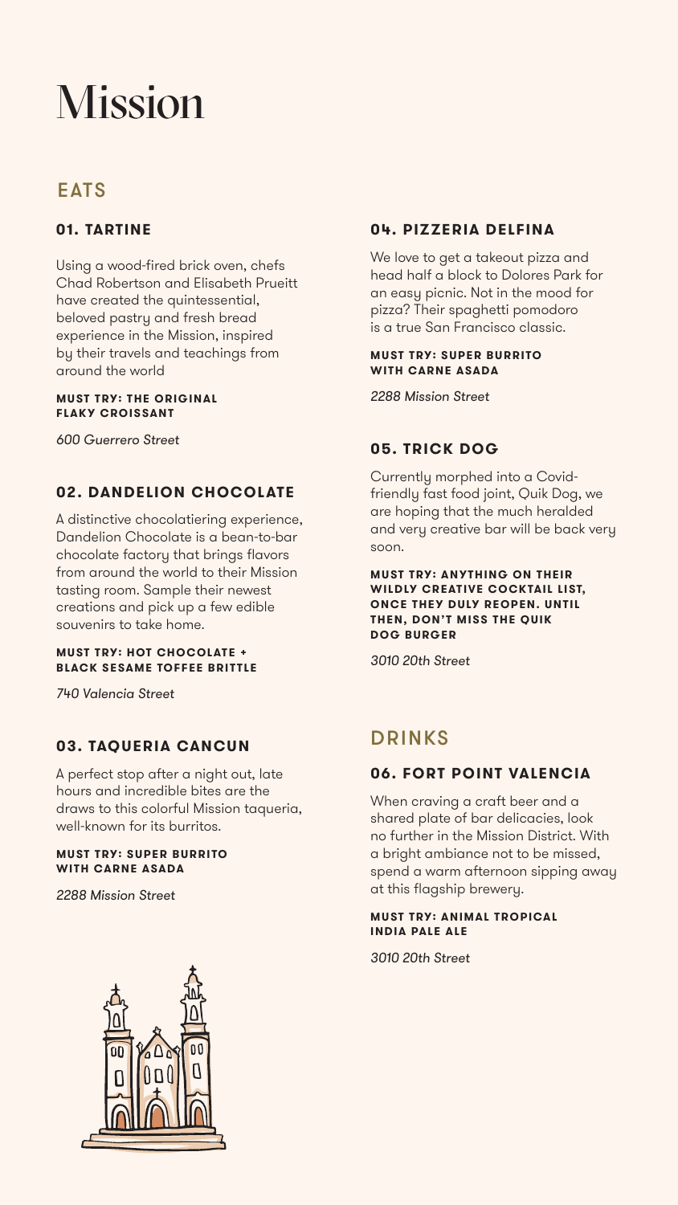# Mission

## EATS

### 01. TARTINE

Using a wood-fired brick oven, chefs Chad Robertson and Elisabeth Prueitt have created the quintessential, beloved pastry and fresh bread experience in the Mission, inspired by their travels and teachings from around the world

**MUST TRY: THE ORIGINAL FLAKY CROISSANT**

*600 Guerrero Street*

### 02. DANDELION CHOCOLATE

A distinctive chocolatiering experience, Dandelion Chocolate is a bean-to-bar chocolate factory that brings flavors from around the world to their Mission tasting room. Sample their newest creations and pick up a few edible souvenirs to take home.

**MUST TRY: HOT CHOCOLATE + BLACK SESAME TOFFEE BRITTLE**

*740 Valencia Street*

### 03. TAQUERIA CANCUN

A perfect stop after a night out, late hours and incredible bites are the draws to this colorful Mission taqueria, well-known for its burritos.

**MUST TRY: SUPER BURRITO WITH CARNE ASADA**

*2288 Mission Street*

### 04. PIZZERIA DELFINA

We love to get a takeout pizza and head half a block to Dolores Park for an easy picnic. Not in the mood for pizza? Their spaghetti pomodoro is a true San Francisco classic.

**MUST TRY: SUPER BURRITO WITH CARNE ASADA**

*2288 Mission Street*

### 05. TRICK DOG

Currently morphed into a Covid-friendly fast food joint, Quik Dog, we are hoping that the much heralded and very creative bar will be back very soon.

**MUST TRY: ANYTHING ON THEIR WILDLY CREATIVE COCKTAIL LIST, ONCE THEY DULY REOPEN. UNTIL THEN, DON'T MISS THE QUIK DOG BURGER**

*3010 20th Street*

## DRINKS

### 06. FORT POINT VALENCIA

When craving a craft beer and a shared plate of bar delicacies, look no further in the Mission District. With a bright ambiance not to be missed, spend a warm afternoon sipping away at this flagship brewery.

**MUST TRY: ANIMAL TROPICAL INDIA PALE ALE**

*3010 20th Street*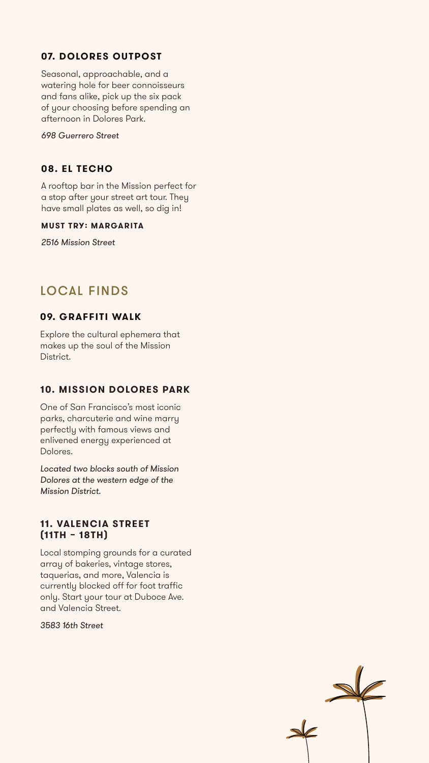### 07. DOLORES OUTPOST

Seasonal, approachable, and a watering hole for beer connoisseurs and fans alike, pick up the six pack of your choosing before spending an afternoon in Dolores Park.

*698 Guerrero Street*

### 08. EL TECHO

A rooftop bar in the Mission perfect for a stop after your street art tour. They have small plates as well, so dig in!

**MUST TRY: MARGARITA**

*2516 Mission Street*

## LOCAL FINDS

### 09. GRAFFITI WALK

Explore the cultural ephemera that makes up the soul of the Mission District.

### 10. MISSION DOLORES PARK

One of San Francisco's most iconic parks, charcuterie and wine marry perfectly with famous views and enlivened energy experienced at Dolores.

*Located two blocks south of Mission Dolores at the western edge of the Mission District.*

### 11. VALENCIA STREET (11TH – 18TH)

Local stomping grounds for a curated array of bakeries, vintage stores, taquerias, and more, Valencia is currently blocked off for foot traffic only. Start your tour at Duboce Ave. and Valencia Street.

*3583 16th Street*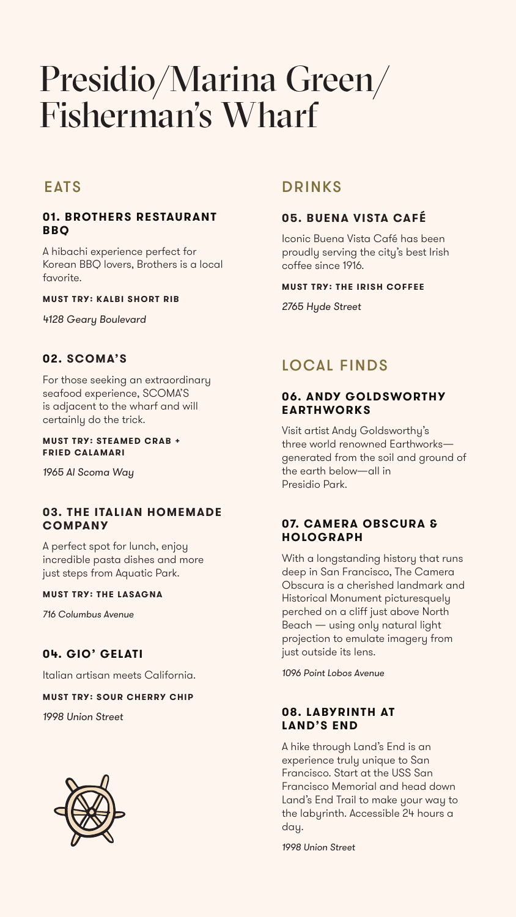# Presidio/Marina Green/ Fisherman's Wharf

## EATS

### 01. BROTHERS RESTAURANT BBQ

A hibachi experience perfect for Korean BBQ lovers, Brothers is a local favorite.

**MUST TRY: KALBI SHORT RIB**

*4128 Geary Boulevard*

### 02. SCOMA'S

For those seeking an extraordinary seafood experience, SCOMA'S is adjacent to the wharf and will certainly do the trick.

**MUST TRY: STEAMED CRAB + FRIED CALAMARI**

*1965 Al Scoma Way*

### 03. THE ITALIAN HOMEMADE COMPANY

A perfect spot for lunch, enjoy incredible pasta dishes and more just steps from Aquatic Park.

**MUST TRY: THE LASAGNA**

*716 Columbus Avenue*

### 04. GIO' GELATI

Italian artisan meets California.

**MUST TRY: SOUR CHERRY CHIP**

*1998 Union Street*

## DRINKS

### 05. BUENA VISTA CAFÉ

Iconic Buena Vista Café has been proudly serving the city's best Irish coffee since 1916.

**MUST TRY: THE IRISH COFFEE**

*2765 Hyde Street*

## LOCAL FINDS

### 06. ANDY GOLDSWORTHY EARTHWORKS

Visit artist Andy Goldsworthy's three world renowned Earthworks—generated from the soil and ground of the earth below—all in Presidio Park.

### 07. CAMERA OBSCURA & HOLOGRAPH

With a longstanding history that runs deep in San Francisco, The Camera Obscura is a cherished landmark and Historical Monument picturesquely perched on a cliff just above North Beach — using only natural light projection to emulate imagery from just outside its lens.

*1096 Point Lobos Avenue*

### 08. LABYRINTH AT LAND'S END

A hike through Land's End is an experience truly unique to San Francisco. Start at the USS San Francisco Memorial and head down Land's End Trail to make your way to the labyrinth. Accessible 24 hours a day.

*1998 Union Street*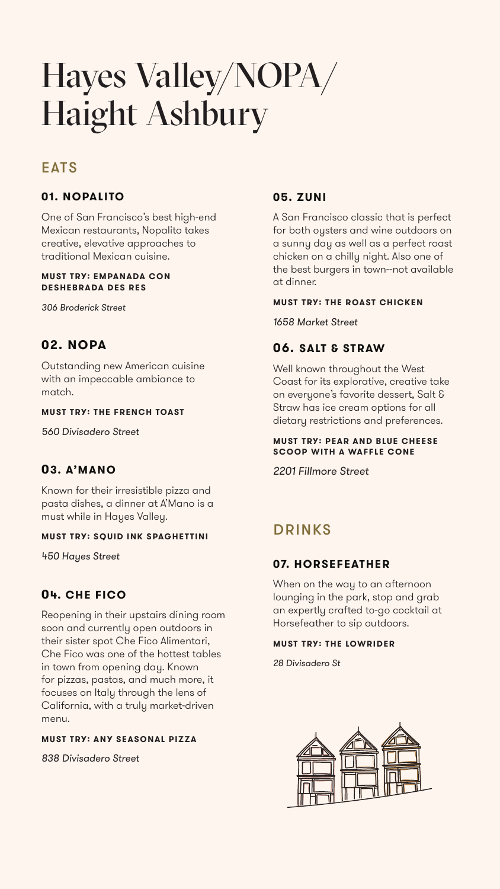# Hayes Valley/NOPA/ Haight Ashbury

## EATS

### 01. NOPALITO

One of San Francisco's best high-end Mexican restaurants, Nopalito takes creative, elevative approaches to traditional Mexican cuisine.

**MUST TRY: EMPANADA CON DESHEBRADA DES RES**

*306 Broderick Street*

### 02. NOPA

Outstanding new American cuisine with an impeccable ambiance to match.

**MUST TRY: THE FRENCH TOAST**

*560 Divisadero Street*

### 03. A'MANO

Known for their irresistible pizza and pasta dishes, a dinner at A'Mano is a must while in Hayes Valley.

**MUST TRY: SQUID INK SPAGHETTINI**

*450 Hayes Street*

### 04. CHE FICO

Reopening in their upstairs dining room soon and currently open outdoors in their sister spot Che Fico Alimentari, Che Fico was one of the hottest tables in town from opening day. Known for pizzas, pastas, and much more, it focuses on Italy through the lens of California, with a truly market-driven menu.

**MUST TRY: ANY SEASONAL PIZZA**

*838 Divisadero Street*

### 05. ZUNI

A San Francisco classic that is perfect for both oysters and wine outdoors on a sunny day as well as a perfect roast chicken on a chilly night. Also one of the best burgers in town--not available at dinner.

**MUST TRY: THE ROAST CHICKEN**

*1658 Market Street*

### 06. SALT & STRAW

Well known throughout the West Coast for its explorative, creative take on everyone's favorite dessert, Salt & Straw has ice cream options for all dietary restrictions and preferences.

**MUST TRY: PEAR AND BLUE CHEESE SCOOP WITH A WAFFLE CONE**

*2201 Fillmore Street*

## DRINKS

### 07. HORSEFEATHER

When on the way to an afternoon lounging in the park, stop and grab an expertly crafted to-go cocktail at Horsefeather to sip outdoors.

**MUST TRY: THE LOWRIDER**

*28 Divisadero St*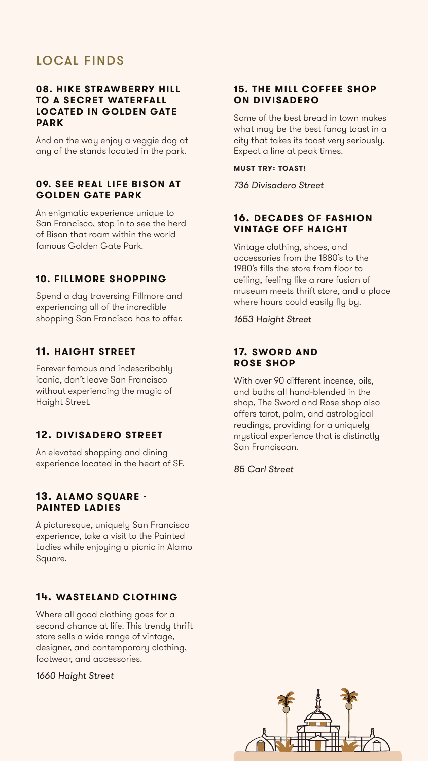# LOCAL FINDS

### 08. HIKE STRAWBERRY HILL TO A SECRET WATERFALL LOCATED IN GOLDEN GATE PARK

And on the way enjoy a veggie dog at any of the stands located in the park.

### 09. SEE REAL LIFE BISON AT GOLDEN GATE PARK

An enigmatic experience unique to San Francisco, stop in to see the herd of Bison that roam within the world famous Golden Gate Park.

### 10. FILLMORE SHOPPING

Spend a day traversing Fillmore and experiencing all of the incredible shopping San Francisco has to offer.

### 11. HAIGHT STREET

Forever famous and indescribably iconic, don't leave San Francisco without experiencing the magic of Haight Street.

### 12. DIVISADERO STREET

An elevated shopping and dining experience located in the heart of SF.

### 13. ALAMO SQUARE - PAINTED LADIES

A picturesque, uniquely San Francisco experience, take a visit to the Painted Ladies while enjoying a picnic in Alamo Square.

### 14. WASTELAND CLOTHING

Where all good clothing goes for a second chance at life. This trendy thrift store sells a wide range of vintage, designer, and contemporary clothing, footwear, and accessories.

*1660 Haight Street*

### 15. THE MILL COFFEE SHOP ON DIVISADERO

Some of the best bread in town makes what may be the best fancy toast in a city that takes its toast very seriously. Expect a line at peak times.

**MUST TRY: TOAST!**

*736 Divisadero Street*

### 16. DECADES OF FASHION VINTAGE OFF HAIGHT

Vintage clothing, shoes, and accessories from the 1880's to the 1980's fills the store from floor to ceiling, feeling like a rare fusion of museum meets thrift store, and a place where hours could easily fly by.

*1653 Haight Street*

### 17. SWORD AND ROSE SHOP

With over 90 different incense, oils, and baths all hand-blended in the shop, The Sword and Rose shop also offers tarot, palm, and astrological readings, providing for a uniquely mystical experience that is distinctly San Franciscan.

*85 Carl Street*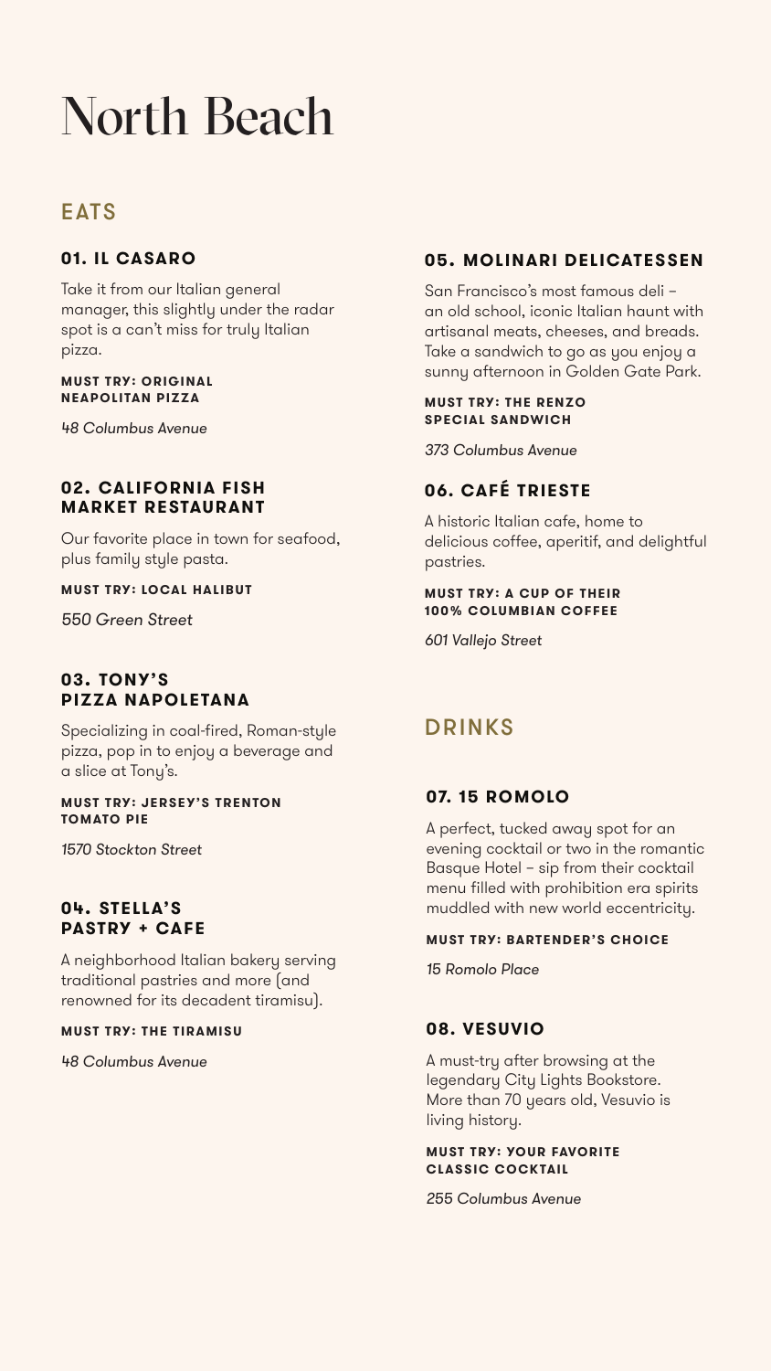# North Beach

## EATS

### 01. IL CASARO

Take it from our Italian general manager, this slightly under the radar spot is a can't miss for truly Italian pizza.

**MUST TRY: ORIGINAL NEAPOLITAN PIZZA**

*48 Columbus Avenue*

### 02. CALIFORNIA FISH MARKET RESTAURANT

Our favorite place in town for seafood, plus family style pasta.

**MUST TRY: LOCAL HALIBUT**

*550 Green Street*

### 03. TONY'S PIZZA NAPOLETANA

Specializing in coal-fired, Roman-style pizza, pop in to enjoy a beverage and a slice at Tony's.

**MUST TRY: JERSEY'S TRENTON TOMATO PIE**

*1570 Stockton Street*

### 04. STELLA'S PASTRY + CAFE

A neighborhood Italian bakery serving traditional pastries and more (and renowned for its decadent tiramisu).

**MUST TRY: THE TIRAMISU**

*48 Columbus Avenue*

### 05. MOLINARI DELICATESSEN

San Francisco's most famous deli – an old school, iconic Italian haunt with artisanal meats, cheeses, and breads. Take a sandwich to go as you enjoy a sunny afternoon in Golden Gate Park.

**MUST TRY: THE RENZO SPECIAL SANDWICH**

*373 Columbus Avenue*

### 06. CAFÉ TRIESTE

A historic Italian cafe, home to delicious coffee, aperitif, and delightful pastries.

**MUST TRY: A CUP OF THEIR 100% COLUMBIAN COFFEE**

*601 Vallejo Street*

## DRINKS

### 07. 15 ROMOLO

A perfect, tucked away spot for an evening cocktail or two in the romantic Basque Hotel – sip from their cocktail menu filled with prohibition era spirits muddled with new world eccentricity.

**MUST TRY: BARTENDER'S CHOICE**

*15 Romolo Place*

### 08. VESUVIO

A must-try after browsing at the legendary City Lights Bookstore. More than 70 years old, Vesuvio is living history.

**MUST TRY: YOUR FAVORITE CLASSIC COCKTAIL**

*255 Columbus Avenue*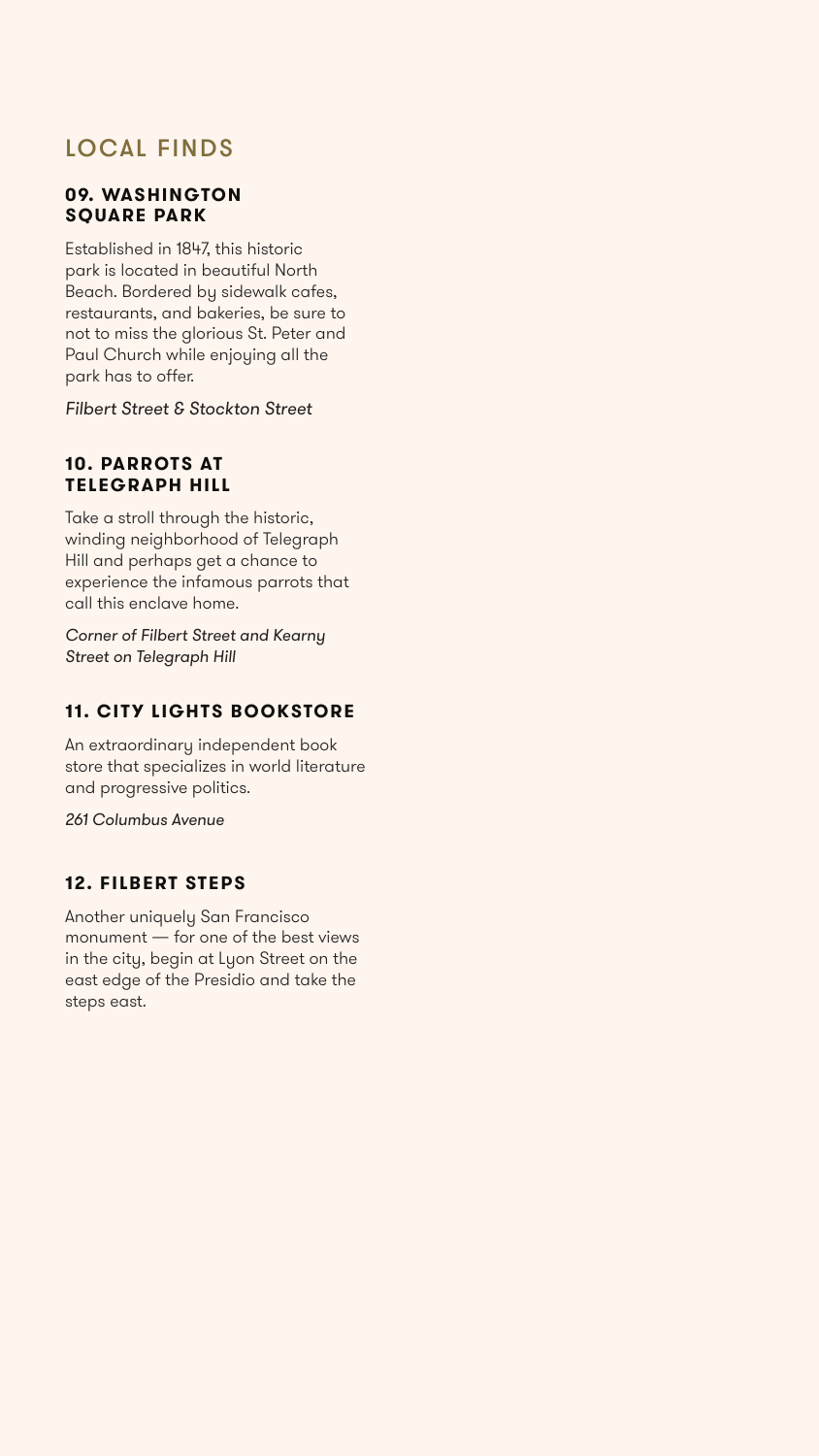## LOCAL FINDS

### 09. WASHINGTON SQUARE PARK

Established in 1847, this historic park is located in beautiful North Beach. Bordered by sidewalk cafes, restaurants, and bakeries, be sure to not to miss the glorious St. Peter and Paul Church while enjoying all the park has to offer.

*Filbert Street & Stockton Street*

### 10. PARROTS AT TELEGRAPH HILL

Take a stroll through the historic, winding neighborhood of Telegraph Hill and perhaps get a chance to experience the infamous parrots that call this enclave home.

*Corner of Filbert Street and Kearny Street on Telegraph Hill*

### 11. CITY LIGHTS BOOKSTORE

An extraordinary independent book store that specializes in world literature and progressive politics.

*261 Columbus Avenue*

### 12. FILBERT STEPS

Another uniquely San Francisco monument — for one of the best views in the city, begin at Lyon Street on the east edge of the Presidio and take the steps east.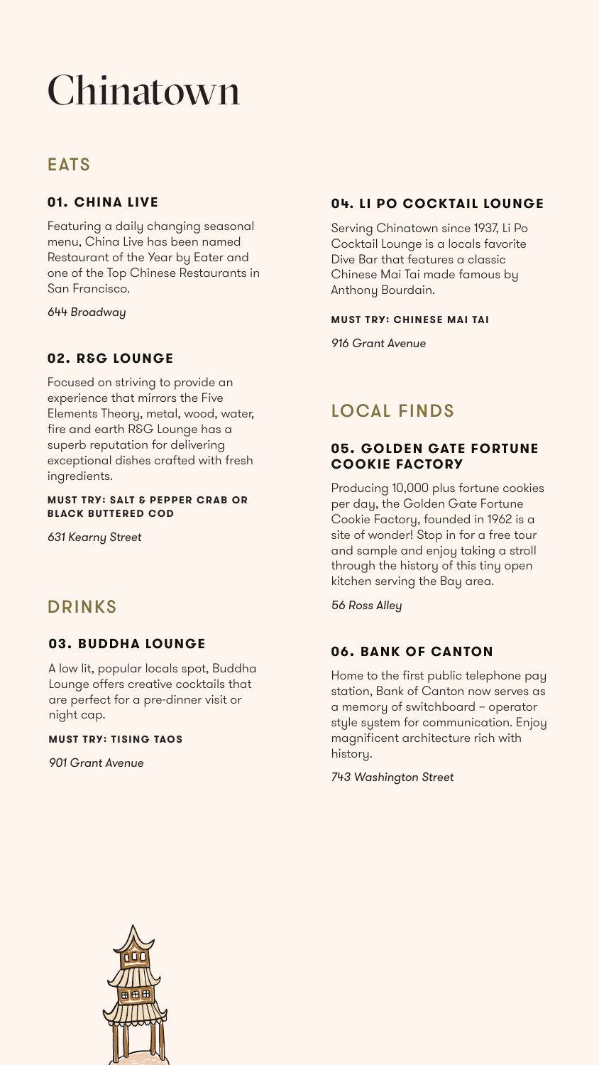# Chinatown

## EATS

### 01. CHINA LIVE

Featuring a daily changing seasonal menu, China Live has been named Restaurant of the Year by Eater and one of the Top Chinese Restaurants in San Francisco.

*644 Broadway*

### 02. R&G LOUNGE

Focused on striving to provide an experience that mirrors the Five Elements Theory, metal, wood, water, fire and earth R&G Lounge has a superb reputation for delivering exceptional dishes crafted with fresh ingredients.

**MUST TRY: SALT & PEPPER CRAB OR BLACK BUTTERED COD**

*631 Kearny Street*

## DRINKS

### 03. BUDDHA LOUNGE

A low lit, popular locals spot, Buddha Lounge offers creative cocktails that are perfect for a pre-dinner visit or night cap.

**MUST TRY: TISING TAOS**

*901 Grant Avenue*

### 04. LI PO COCKTAIL LOUNGE

Serving Chinatown since 1937, Li Po Cocktail Lounge is a locals favorite Dive Bar that features a classic Chinese Mai Tai made famous by Anthony Bourdain.

**MUST TRY: CHINESE MAI TAI**

*916 Grant Avenue*

## LOCAL FINDS

### 05. GOLDEN GATE FORTUNE COOKIE FACTORY

Producing 10,000 plus fortune cookies per day, the Golden Gate Fortune Cookie Factory, founded in 1962 is a site of wonder! Stop in for a free tour and sample and enjoy taking a stroll through the history of this tiny open kitchen serving the Bay area.

*56 Ross Alley*

### 06. BANK OF CANTON

Home to the first public telephone pay station, Bank of Canton now serves as a memory of switchboard – operator style system for communication. Enjoy magnificent architecture rich with history.

*743 Washington Street*